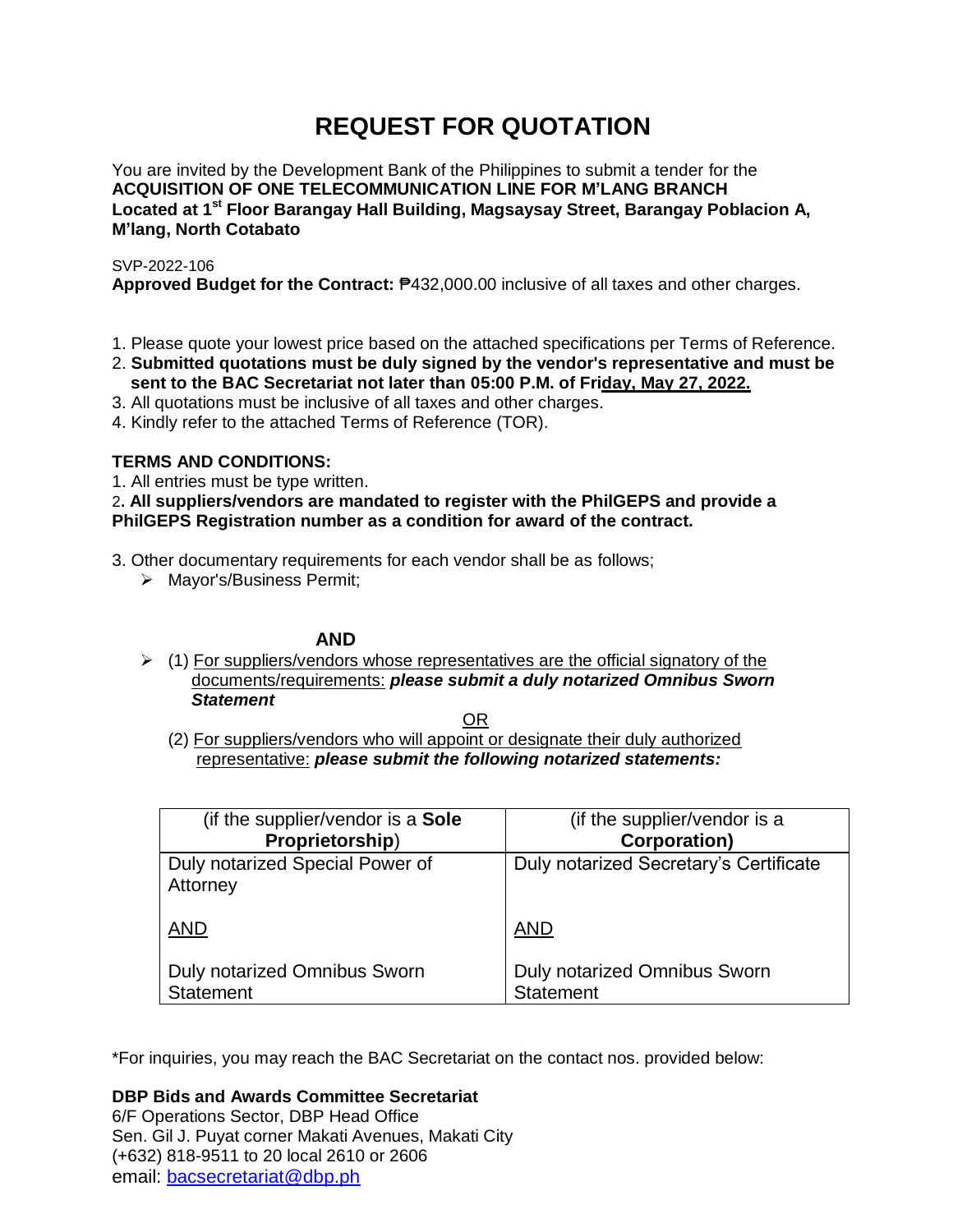# REQUEST FOR QUOTATION

You are invited by the Development Bank of the Philippines to submit a tender for the **ACQUISITION OF ONE TELECOMMUNICATION LINE FOR M'LANG BRANCH Located at 1st Floor Barangay Hall Building, Magsaysay Street, Barangay Poblacion A, M'lang, North Cotabato**

SVP-2022-106
**Approved Budget for the Contract:** ₱432,000.00 inclusive of all taxes and other charges.

1. Please quote your lowest price based on the attached specifications per Terms of Reference.
2. **Submitted quotations must be duly signed by the vendor's representative and must be sent to the BAC Secretariat not later than 05:00 P.M. of Friday, May 27, 2022.**
3. All quotations must be inclusive of all taxes and other charges.
4. Kindly refer to the attached Terms of Reference (TOR).

**TERMS AND CONDITIONS:**

1. All entries must be type written.
2. **All suppliers/vendors are mandated to register with the PhilGEPS and provide a PhilGEPS Registration number as a condition for award of the contract.**
3. Other documentary requirements for each vendor shall be as follows;
   - Mayor's/Business Permit;

**AND**

- (1) For suppliers/vendors whose representatives are the official signatory of the documents/requirements: ***please submit a duly notarized Omnibus Sworn Statement***

OR

(2) For suppliers/vendors who will appoint or designate their duly authorized representative: ***please submit the following notarized statements:***

| (if the supplier/vendor is a **Sole Proprietorship**) | (if the supplier/vendor is a **Corporation)** |
|---|---|
| Duly notarized Special Power of Attorney<br><br>AND<br><br>Duly notarized Omnibus Sworn Statement | Duly notarized Secretary's Certificate<br><br>AND<br><br>Duly notarized Omnibus Sworn Statement |

*For inquiries, you may reach the BAC Secretariat on the contact nos. provided below:

**DBP Bids and Awards Committee Secretariat**
6/F Operations Sector, DBP Head Office
Sen. Gil J. Puyat corner Makati Avenues, Makati City
(+632) 818-9511 to 20 local 2610 or 2606
email: bacsecretariat@dbp.ph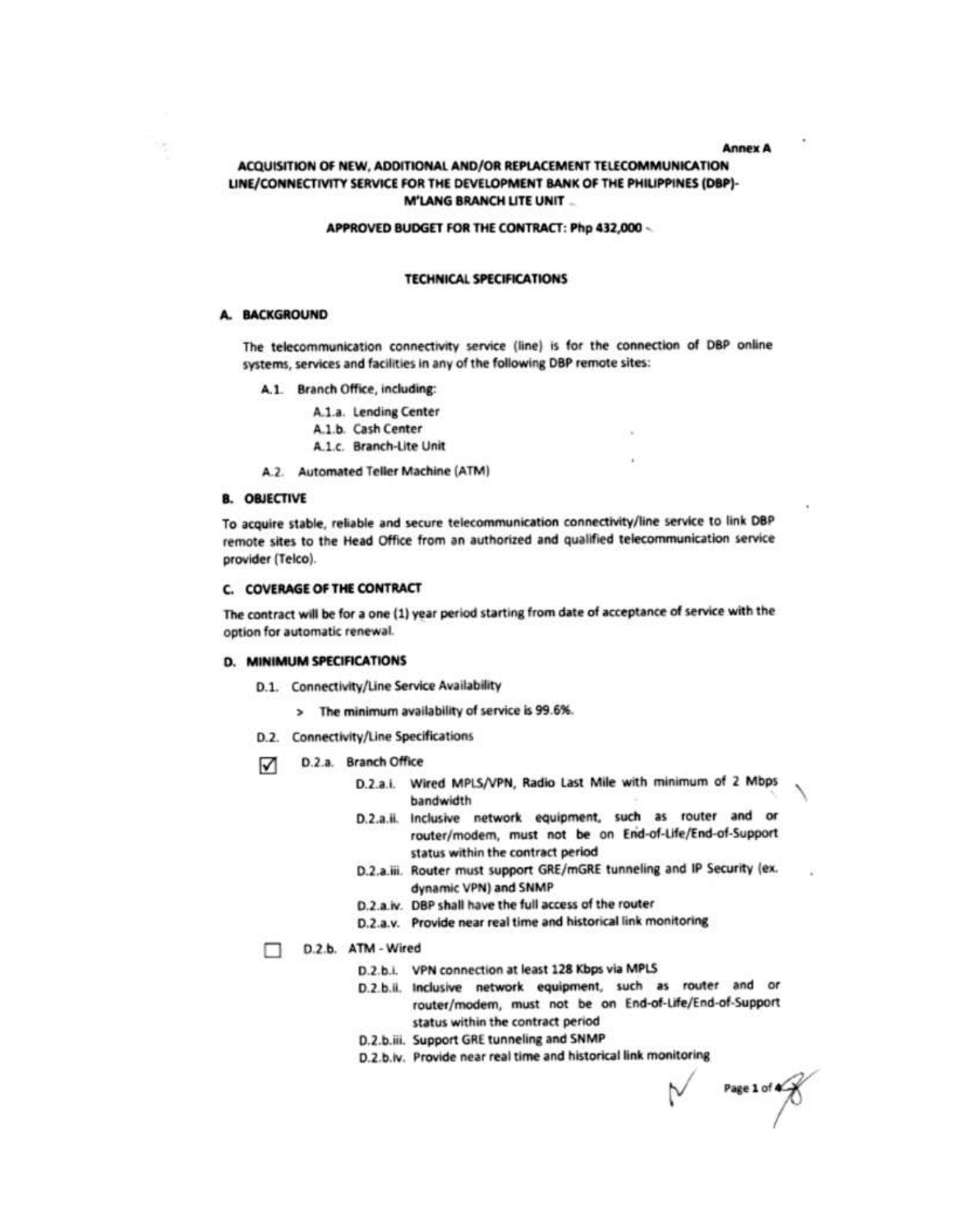Annex A

**ACQUISITION OF NEW, ADDITIONAL AND/OR REPLACEMENT TELECOMMUNICATION LINE/CONNECTIVITY SERVICE FOR THE DEVELOPMENT BANK OF THE PHILIPPINES (DBP)-M'LANG BRANCH LITE UNIT**

**APPROVED BUDGET FOR THE CONTRACT: Php 432,000**

**TECHNICAL SPECIFICATIONS**

## A. BACKGROUND

The telecommunication connectivity service (line) is for the connection of DBP online systems, services and facilities in any of the following DBP remote sites:

- A.1. Branch Office, including:
  - A.1.a. Lending Center
  - A.1.b. Cash Center
  - A.1.c. Branch-Lite Unit
- A.2. Automated Teller Machine (ATM)

## B. OBJECTIVE

To acquire stable, reliable and secure telecommunication connectivity/line service to link DBP remote sites to the Head Office from an authorized and qualified telecommunication service provider (Telco).

## C. COVERAGE OF THE CONTRACT

The contract will be for a one (1) year period starting from date of acceptance of service with the option for automatic renewal.

## D. MINIMUM SPECIFICATIONS

- D.1. Connectivity/Line Service Availability
  - > The minimum availability of service is 99.6%.
- D.2. Connectivity/Line Specifications

☑ D.2.a. Branch Office

- D.2.a.i. Wired MPLS/VPN, Radio Last Mile with minimum of 2 Mbps bandwidth
- D.2.a.ii. Inclusive network equipment, such as router and or router/modem, must not be on End-of-Life/End-of-Support status within the contract period
- D.2.a.iii. Router must support GRE/mGRE tunneling and IP Security (ex. dynamic VPN) and SNMP
- D.2.a.iv. DBP shall have the full access of the router
- D.2.a.v. Provide near real time and historical link monitoring

☐ D.2.b. ATM - Wired

- D.2.b.i. VPN connection at least 128 Kbps via MPLS
- D.2.b.ii. Inclusive network equipment, such as router and or router/modem, must not be on End-of-Life/End-of-Support status within the contract period
- D.2.b.iii. Support GRE tunneling and SNMP
- D.2.b.iv. Provide near real time and historical link monitoring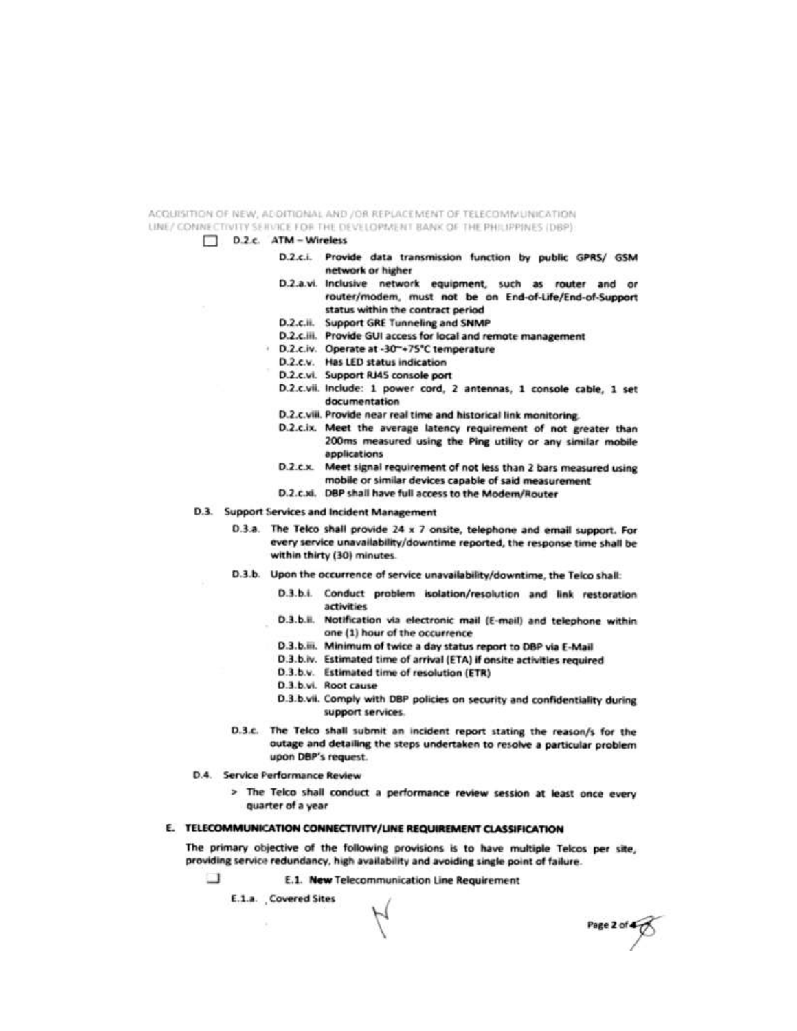- ☐ D.2.c. ATM – Wireless
  - D.2.c.i. Provide data transmission function by public GPRS/ GSM network or higher
  - D.2.a.vi. Inclusive network equipment, such as router and or router/modem, must not be on End-of-Life/End-of-Support status within the contract period
  - D.2.c.ii. Support GRE Tunneling and SNMP
  - D.2.c.iii. Provide GUI access for local and remote management
  - D.2.c.iv. Operate at -30~+75°C temperature
  - D.2.c.v. Has LED status indication
  - D.2.c.vi. Support RJ45 console port
  - D.2.c.vii. Include: 1 power cord, 2 antennas, 1 console cable, 1 set documentation
  - D.2.c.viii. Provide near real time and historical link monitoring.
  - D.2.c.ix. Meet the average latency requirement of not greater than 200ms measured using the Ping utility or any similar mobile applications
  - D.2.c.x. Meet signal requirement of not less than 2 bars measured using mobile or similar devices capable of said measurement
  - D.2.c.xi. DBP shall have full access to the Modem/Router

D.3. Support Services and Incident Management

- D.3.a. The Telco shall provide 24 x 7 onsite, telephone and email support. For every service unavailability/downtime reported, the response time shall be within thirty (30) minutes.
- D.3.b. Upon the occurrence of service unavailability/downtime, the Telco shall:
  - D.3.b.i. Conduct problem isolation/resolution and link restoration activities
  - D.3.b.ii. Notification via electronic mail (E-mail) and telephone within one (1) hour of the occurrence
  - D.3.b.iii. Minimum of twice a day status report to DBP via E-Mail
  - D.3.b.iv. Estimated time of arrival (ETA) if onsite activities required
  - D.3.b.v. Estimated time of resolution (ETR)
  - D.3.b.vi. Root cause
  - D.3.b.vii. Comply with DBP policies on security and confidentiality during support services.
- D.3.c. The Telco shall submit an incident report stating the reason/s for the outage and detailing the steps undertaken to resolve a particular problem upon DBP's request.

D.4. Service Performance Review

> The Telco shall conduct a performance review session at least once every quarter of a year

## E. TELECOMMUNICATION CONNECTIVITY/LINE REQUIREMENT CLASSIFICATION

The primary objective of the following provisions is to have multiple Telcos per site, providing service redundancy, high availability and avoiding single point of failure.

☐ E.1. **New** Telecommunication Line Requirement

E.1.a. Covered Sites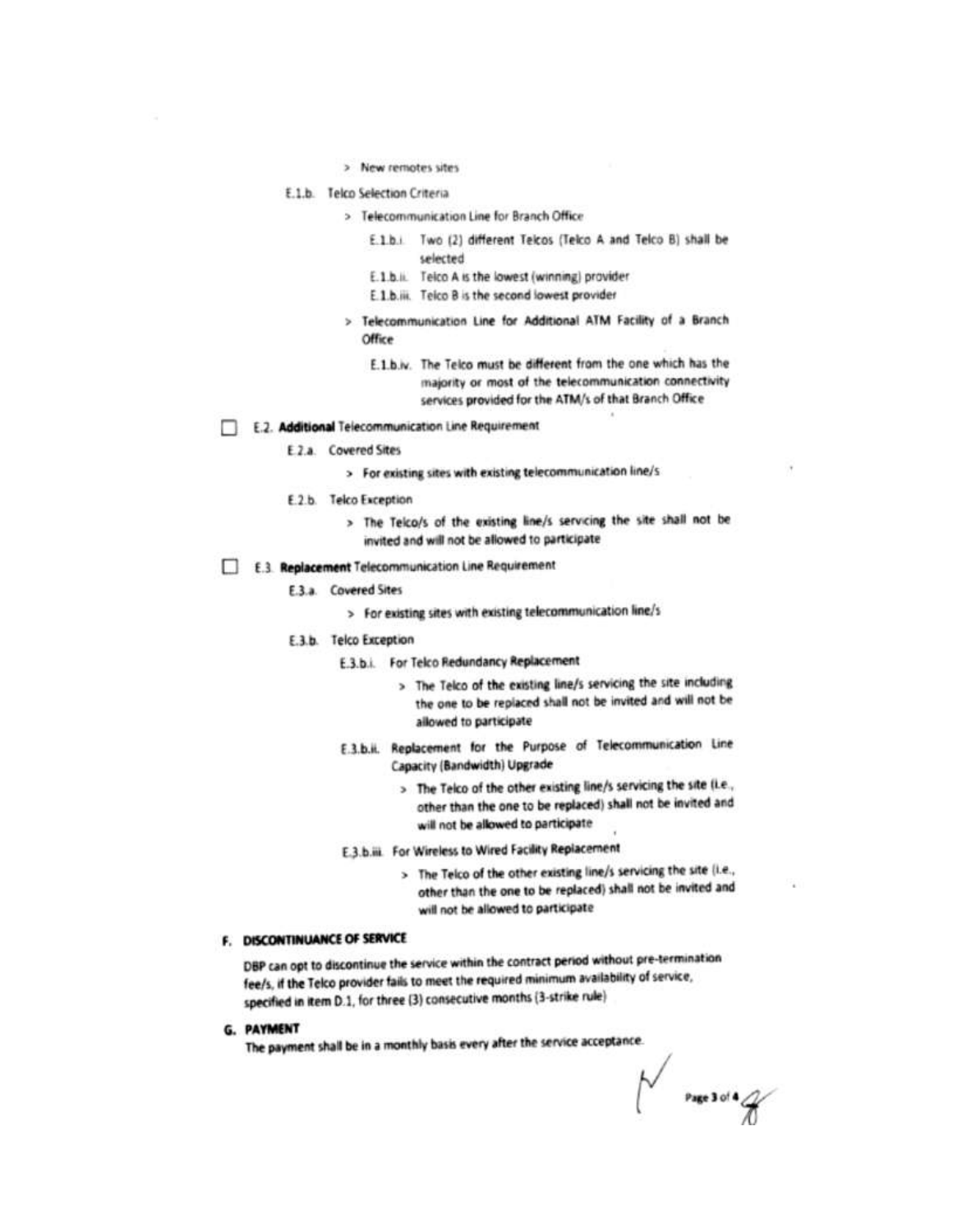- > New remotes sites

E.1.b. Telco Selection Criteria

- > Telecommunication Line for Branch Office
  - E.1.b.i. Two (2) different Telcos (Telco A and Telco B) shall be selected
  - E.1.b.ii. Telco A is the lowest (winning) provider
  - E.1.b.iii. Telco B is the second lowest provider
- > Telecommunication Line for Additional ATM Facility of a Branch Office
  - E.1.b.iv. The Telco must be different from the one which has the majority or most of the telecommunication connectivity services provided for the ATM/s of that Branch Office

☐ E.2. **Additional** Telecommunication Line Requirement

E.2.a. Covered Sites

- > For existing sites with existing telecommunication line/s

E.2.b. Telco Exception

- > The Telco/s of the existing line/s servicing the site shall not be invited and will not be allowed to participate

☐ E.3. **Replacement** Telecommunication Line Requirement

E.3.a. Covered Sites

- > For existing sites with existing telecommunication line/s

E.3.b. Telco Exception

E.3.b.i. For Telco Redundancy Replacement

- > The Telco of the existing line/s servicing the site including the one to be replaced shall not be invited and will not be allowed to participate

E.3.b.ii. Replacement for the Purpose of Telecommunication Line Capacity (Bandwidth) Upgrade

- > The Telco of the other existing line/s servicing the site (i.e., other than the one to be replaced) shall not be invited and will not be allowed to participate

E.3.b.iii. For Wireless to Wired Facility Replacement

- > The Telco of the other existing line/s servicing the site (i.e., other than the one to be replaced) shall not be invited and will not be allowed to participate

## F. DISCONTINUANCE OF SERVICE

DBP can opt to discontinue the service within the contract period without pre-termination fee/s, if the Telco provider fails to meet the required minimum availability of service, specified in item D.1, for three (3) consecutive months (3-strike rule)

## G. PAYMENT

The payment shall be in a monthly basis every after the service acceptance.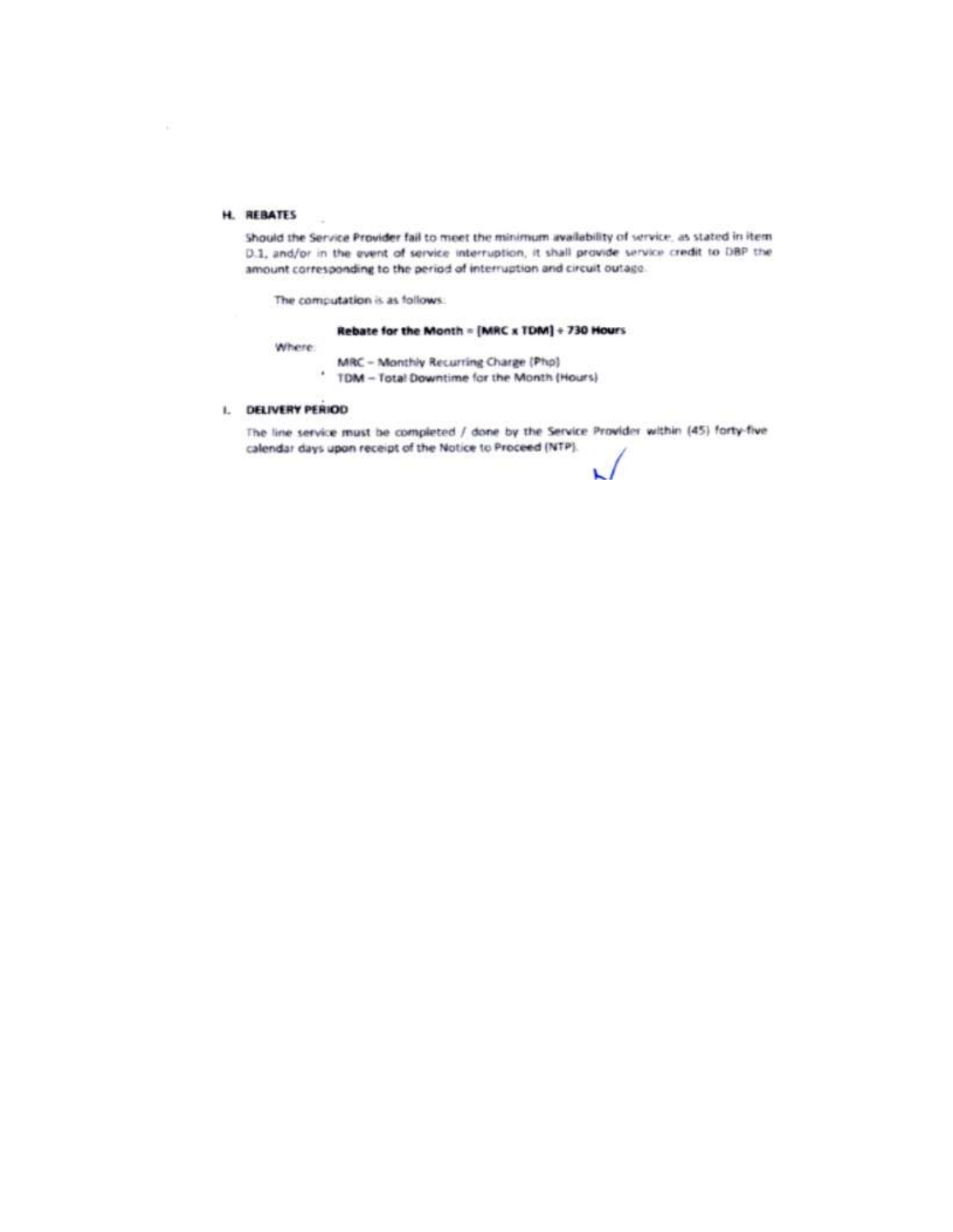## H. REBATES

Should the Service Provider fail to meet the minimum availability of service, as stated in item D.1, and/or in the event of service interruption, it shall provide service credit to DBP the amount corresponding to the period of interruption and circuit outage.

The computation is as follows:

**Rebate for the Month = [MRC x TDM] ÷ 730 Hours**

Where:

- MRC – Monthly Recurring Charge (Php)
- TDM – Total Downtime for the Month (Hours)

## I. DELIVERY PERIOD

The line service must be completed / done by the Service Provider within (45) forty-five calendar days upon receipt of the Notice to Proceed (NTP).